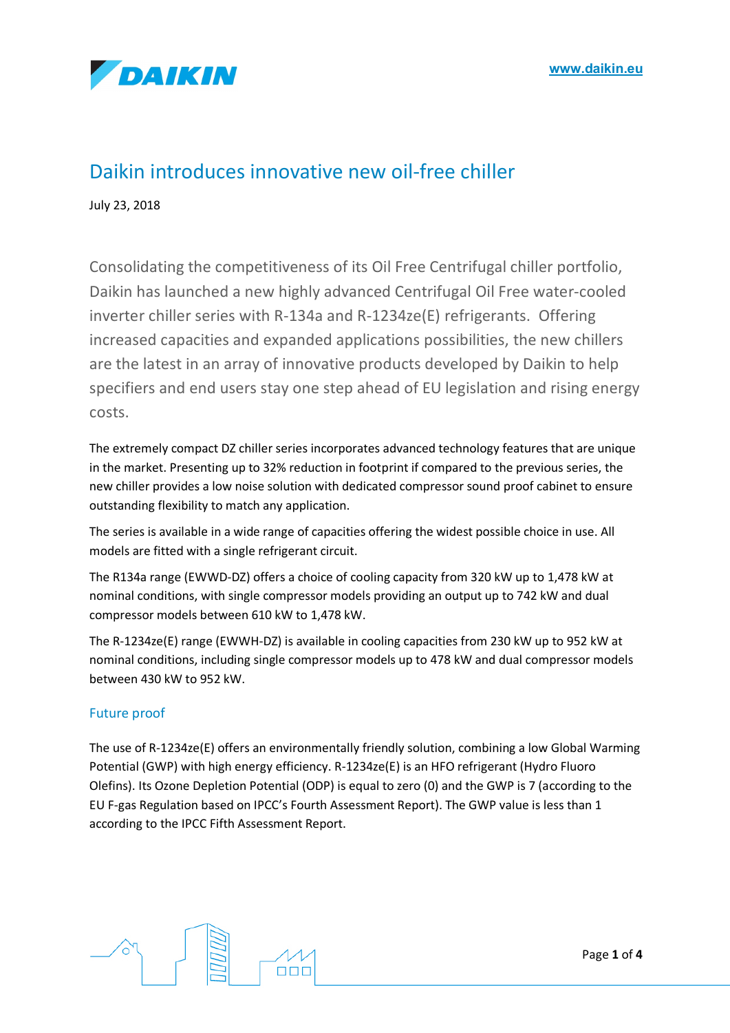# Daikin introduces innovative new oil-free chiller

July 23, 2018

Consolidating the competitiveness of its Oil Free Centrifugal chiller portfolio, Daikin has launched a new highly advanced Centrifugal Oil Free water-cooled inverter chiller series with R-134a and R-1234ze(E) refrigerants. Offering increased capacities and expanded applications possibilities, the new chillers are the latest in an array of innovative products developed by Daikin to help specifiers and end users stay one step ahead of EU legislation and rising energy costs.

The extremely compact DZ chiller series incorporates advanced technology features that are unique in the market. Presenting up to 32% reduction in footprint if compared to the previous series, the new chiller provides a low noise solution with dedicated compressor sound proof cabinet to ensure outstanding flexibility to match any application.

The series is available in a wide range of capacities offering the widest possible choice in use. All models are fitted with a single refrigerant circuit.

The R134a range (EWWD-DZ) offers a choice of cooling capacity from 320 kW up to 1,478 kW at nominal conditions, with single compressor models providing an output up to 742 kW and dual compressor models between 610 kW to 1,478 kW.

The R-1234ze(E) range (EWWH-DZ) is available in cooling capacities from 230 kW up to 952 kW at nominal conditions, including single compressor models up to 478 kW and dual compressor models between 430 kW to 952 kW.

## Future proof

The use of R-1234ze(E) offers an environmentally friendly solution, combining a low Global Warming Potential (GWP) with high energy efficiency. R-1234ze(E) is an HFO refrigerant (Hydro Fluoro Olefins). Its Ozone Depletion Potential (ODP) is equal to zero (0) and the GWP is 7 (according to the EU F-gas Regulation based on IPCC's Fourth Assessment Report). The GWP value is less than 1 according to the IPCC Fifth Assessment Report.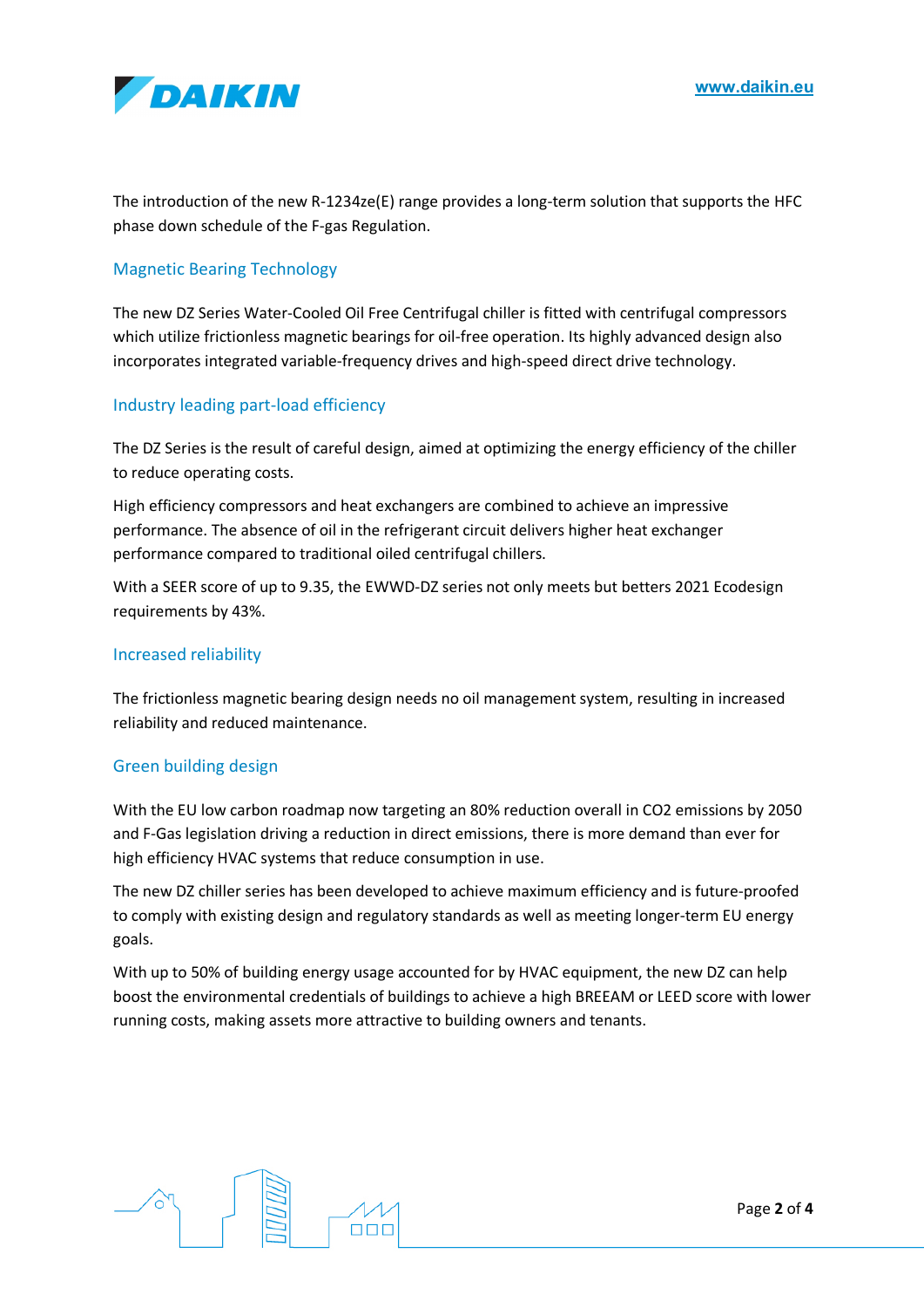The introduction of the new R-1234ze(E) range provides a long-term solution that supports the HFC phase down schedule of the F-gas Regulation.

## Magnetic Bearing Technology

The new DZ Series Water-Cooled Oil Free Centrifugal chiller is fitted with centrifugal compressors which utilize frictionless magnetic bearings for oil-free operation. Its highly advanced design also incorporates integrated variable-frequency drives and high-speed direct drive technology.

## Industry leading part-load efficiency

The DZ Series is the result of careful design, aimed at optimizing the energy efficiency of the chiller to reduce operating costs.

High efficiency compressors and heat exchangers are combined to achieve an impressive performance. The absence of oil in the refrigerant circuit delivers higher heat exchanger performance compared to traditional oiled centrifugal chillers.

With a SEER score of up to 9.35, the EWWD-DZ series not only meets but betters 2021 Ecodesign requirements by 43%.

## Increased reliability

The frictionless magnetic bearing design needs no oil management system, resulting in increased reliability and reduced maintenance.

## Green building design

With the EU low carbon roadmap now targeting an 80% reduction overall in $CO_2$ emissions by 2050 and F-Gas legislation driving a reduction in direct emissions, there is more demand than ever for high efficiency HVAC systems that reduce consumption in use.

The new DZ chiller series has been developed to achieve maximum efficiency and is future-proofed to comply with existing design and regulatory standards as well as meeting longer-term EU energy goals.

With up to 50% of building energy usage accounted for by HVAC equipment, the new DZ can help boost the environmental credentials of buildings to achieve a high BREEAM or LEED score with lower running costs, making assets more attractive to building owners and tenants.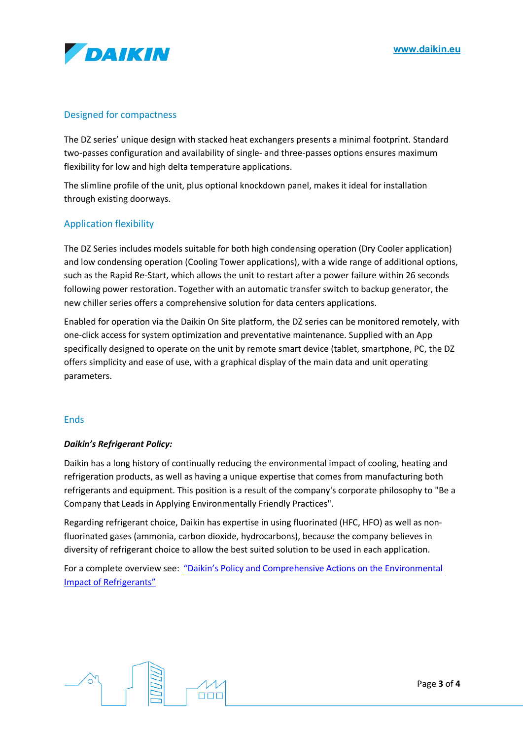## Designed for compactness

The DZ series' unique design with stacked heat exchangers presents a minimal footprint. Standard two-passes configuration and availability of single- and three-passes options ensures maximum flexibility for low and high delta temperature applications.

The slimline profile of the unit, plus optional knockdown panel, makes it ideal for installation through existing doorways.

## Application flexibility

The DZ Series includes models suitable for both high condensing operation (Dry Cooler application) and low condensing operation (Cooling Tower applications), with a wide range of additional options, such as the Rapid Re-Start, which allows the unit to restart after a power failure within 26 seconds following power restoration. Together with an automatic transfer switch to backup generator, the new chiller series offers a comprehensive solution for data centers applications.

Enabled for operation via the Daikin On Site platform, the DZ series can be monitored remotely, with one-click access for system optimization and preventative maintenance. Supplied with an App specifically designed to operate on the unit by remote smart device (tablet, smartphone, PC, the DZ offers simplicity and ease of use, with a graphical display of the main data and unit operating parameters.

## Ends

***Daikin's Refrigerant Policy:***

Daikin has a long history of continually reducing the environmental impact of cooling, heating and refrigeration products, as well as having a unique expertise that comes from manufacturing both refrigerants and equipment. This position is a result of the company's corporate philosophy to "Be a Company that Leads in Applying Environmentally Friendly Practices".

Regarding refrigerant choice, Daikin has expertise in using fluorinated (HFC, HFO) as well as non-fluorinated gases (ammonia, carbon dioxide, hydrocarbons), because the company believes in diversity of refrigerant choice to allow the best suited solution to be used in each application.

For a complete overview see: "Daikin's Policy and Comprehensive Actions on the Environmental Impact of Refrigerants"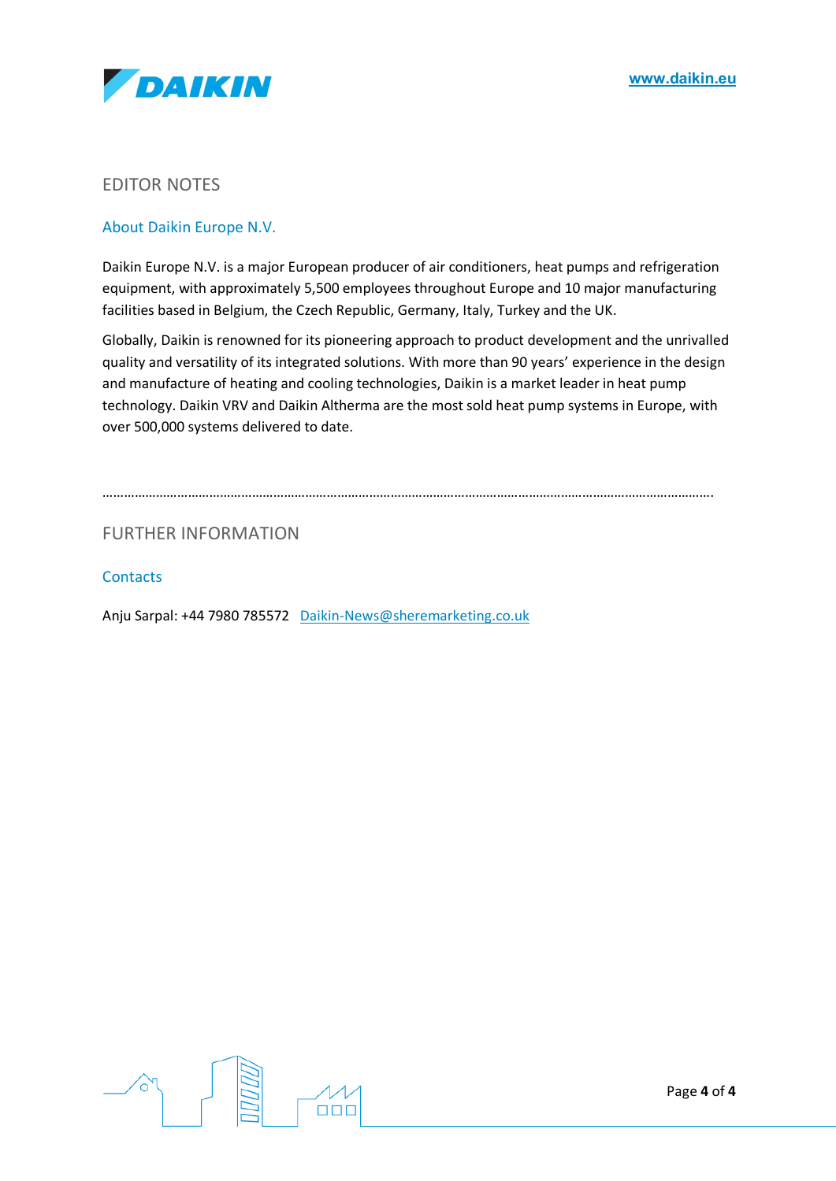## EDITOR NOTES

### About Daikin Europe N.V.

Daikin Europe N.V. is a major European producer of air conditioners, heat pumps and refrigeration equipment, with approximately 5,500 employees throughout Europe and 10 major manufacturing facilities based in Belgium, the Czech Republic, Germany, Italy, Turkey and the UK.

Globally, Daikin is renowned for its pioneering approach to product development and the unrivalled quality and versatility of its integrated solutions. With more than 90 years' experience in the design and manufacture of heating and cooling technologies, Daikin is a market leader in heat pump technology. Daikin VRV and Daikin Altherma are the most sold heat pump systems in Europe, with over 500,000 systems delivered to date.

…………………………………………………………………………………………………………………………………………………….

## FURTHER INFORMATION

### Contacts

Anju Sarpal: +44 7980 785572 Daikin-News@sheremarketing.co.uk